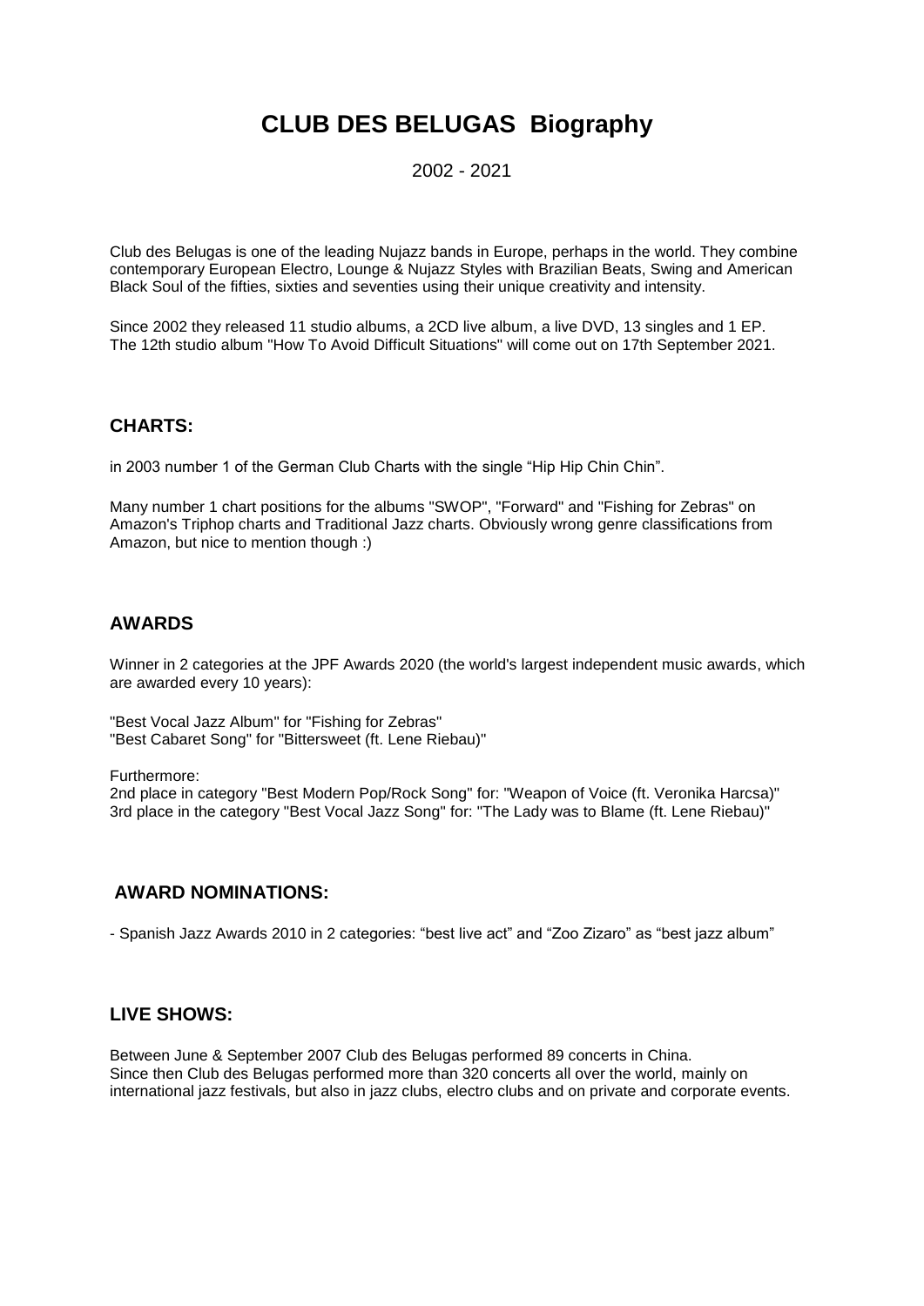# CLUB DES BELUGAS Biography

2002 - 2021

Club des Belugas is one of the leading Nujazz bands in Europe, perhaps in the world. They combine contemporary European Electro, Lounge & Nujazz Styles with Brazilian Beats, Swing and American Black Soul of the fifties, sixties and seventies using their unique creativity and intensity.

Since 2002 they released 11 studio albums, a 2CD live album, a live DVD, 13 singles and 1 EP. The 12th studio album "How To Avoid Difficult Situations" will come out on 17th September 2021.

## CHARTS:

in 2003 number 1 of the German Club Charts with the single "Hip Hip Chin Chin".

Many number 1 chart positions for the albums "SWOP", "Forward" and "Fishing for Zebras" on Amazon's Triphop charts and Traditional Jazz charts. Obviously wrong genre classifications from Amazon, but nice to mention though :)

## AWARDS

Winner in 2 categories at the JPF Awards 2020 (the world's largest independent music awards, which are awarded every 10 years):

"Best Vocal Jazz Album" for "Fishing for Zebras"
"Best Cabaret Song" for "Bittersweet (ft. Lene Riebau)"

Furthermore:
2nd place in category "Best Modern Pop/Rock Song" for: "Weapon of Voice (ft. Veronika Harcsa)"
3rd place in the category "Best Vocal Jazz Song" for: "The Lady was to Blame (ft. Lene Riebau)"

## AWARD NOMINATIONS:

- Spanish Jazz Awards 2010 in 2 categories: "best live act" and "Zoo Zizaro" as "best jazz album"

## LIVE SHOWS:

Between June & September 2007 Club des Belugas performed 89 concerts in China.
Since then Club des Belugas performed more than 320 concerts all over the world, mainly on international jazz festivals, but also in jazz clubs, electro clubs and on private and corporate events.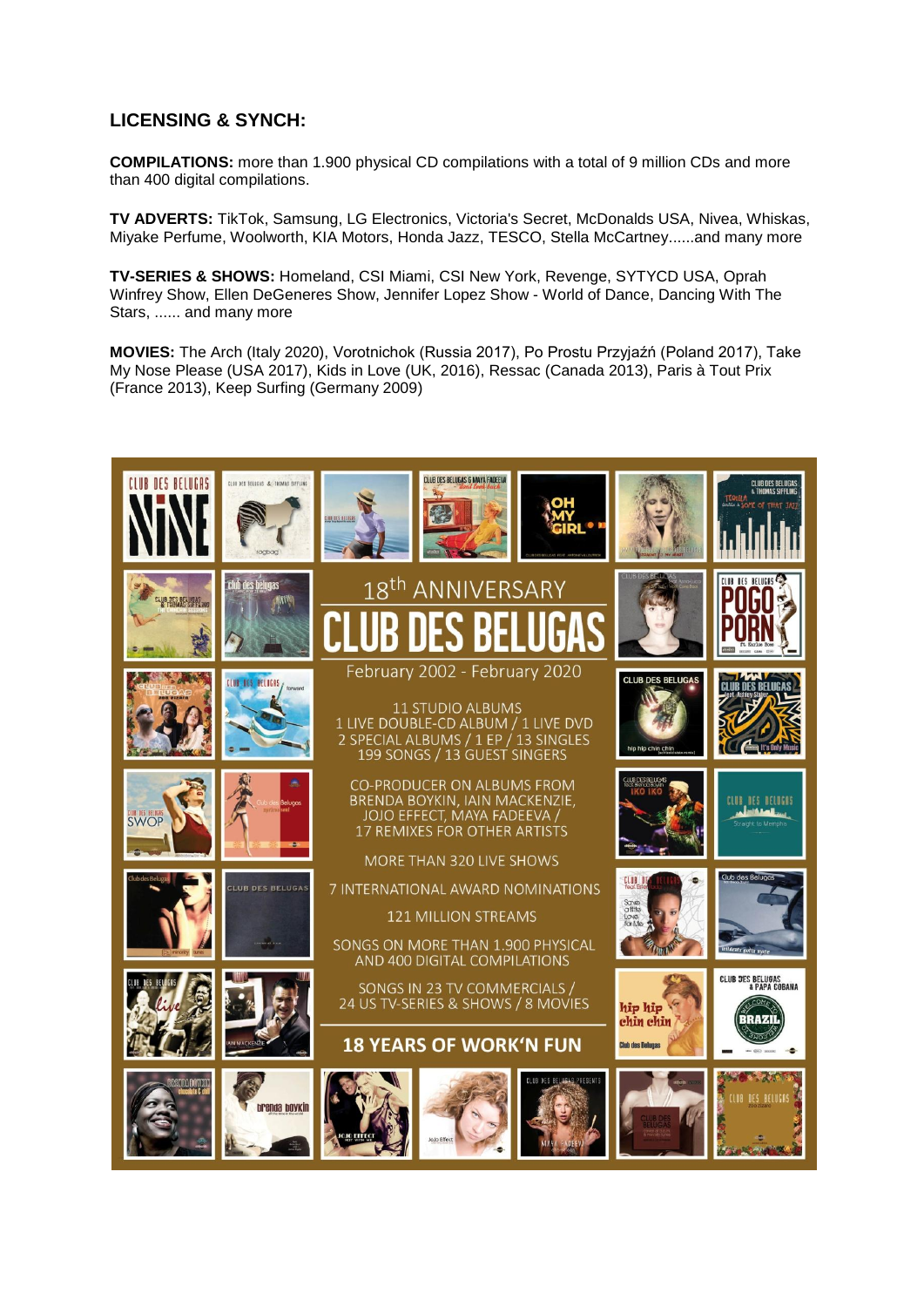## LICENSING & SYNCH:

**COMPILATIONS:** more than 1.900 physical CD compilations with a total of 9 million CDs and more than 400 digital compilations.

**TV ADVERTS:** TikTok, Samsung, LG Electronics, Victoria's Secret, McDonalds USA, Nivea, Whiskas, Miyake Perfume, Woolworth, KIA Motors, Honda Jazz, TESCO, Stella McCartney......and many more

**TV-SERIES & SHOWS:** Homeland, CSI Miami, CSI New York, Revenge, SYTYCD USA, Oprah Winfrey Show, Ellen DeGeneres Show, Jennifer Lopez Show - World of Dance, Dancing With The Stars, ...... and many more

**MOVIES:** The Arch (Italy 2020), Vorotnichok (Russia 2017), Po Prostu Przyjaźń (Poland 2017), Take My Nose Please (USA 2017), Kids in Love (UK, 2016), Ressac (Canada 2013), Paris à Tout Prix (France 2013), Keep Surfing (Germany 2009)

18th ANNIVERSARY

CLUB DES BELUGAS

February 2002 - February 2020

11 STUDIO ALBUMS
1 LIVE DOUBLE-CD ALBUM / 1 LIVE DVD
2 SPECIAL ALBUMS / 1 EP / 13 SINGLES
199 SONGS / 13 GUEST SINGERS

CO-PRODUCER ON ALBUMS FROM
BRENDA BOYKIN, IAIN MACKENZIE,
JOJO EFFECT, MAYA FADEEVA /
17 REMIXES FOR OTHER ARTISTS

MORE THAN 320 LIVE SHOWS

7 INTERNATIONAL AWARD NOMINATIONS

121 MILLION STREAMS

SONGS ON MORE THAN 1.900 PHYSICAL
AND 400 DIGITAL COMPILATIONS

SONGS IN 23 TV COMMERCIALS /
24 US TV-SERIES & SHOWS / 8 MOVIES

**18 YEARS OF WORK'N FUN**